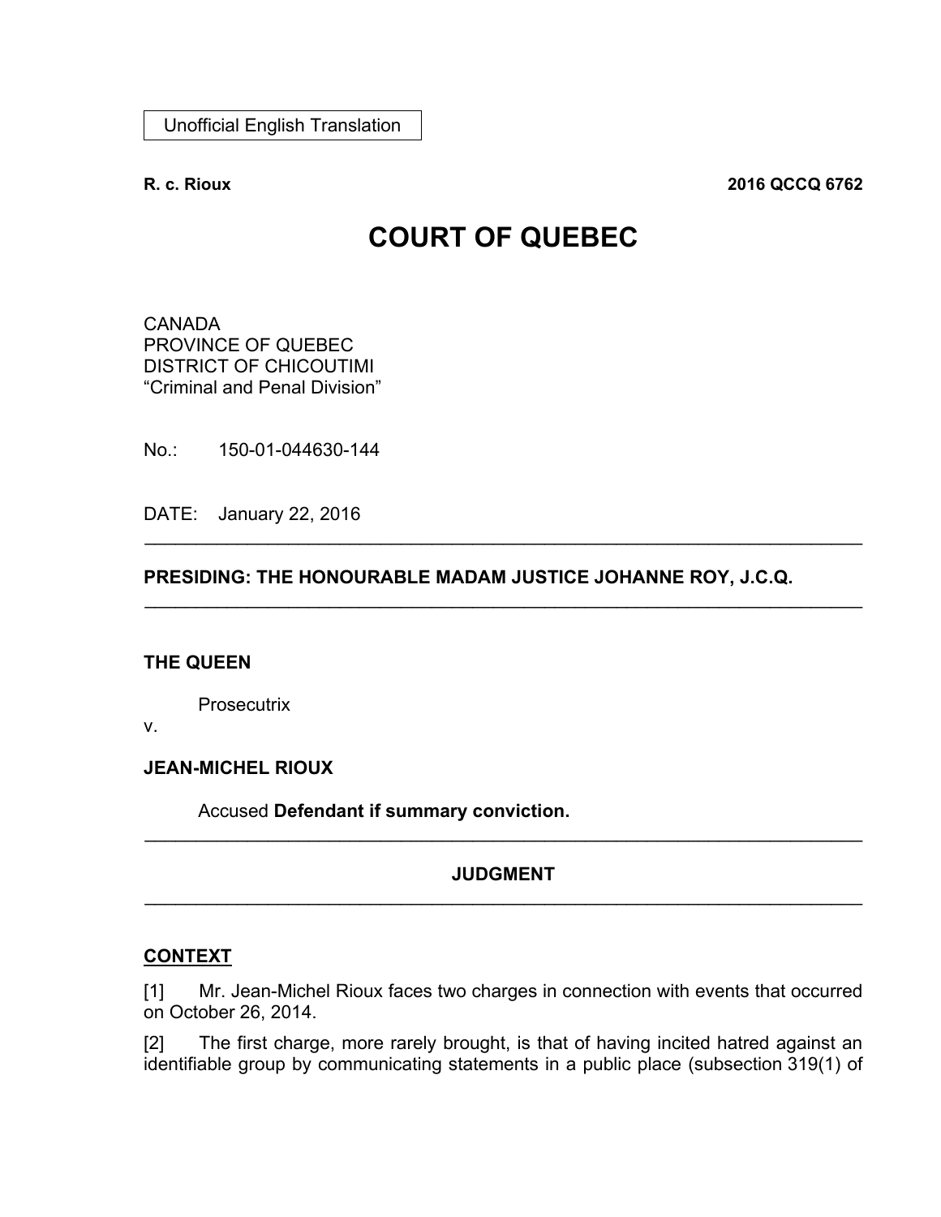Unofficial English Translation

**R. c. Rioux** **2016 QCCQ 6762**

# COURT OF QUEBEC

CANADA
PROVINCE OF QUEBEC
DISTRICT OF CHICOUTIMI
“Criminal and Penal Division”

No.: 150-01-044630-144

DATE: January 22, 2016

---

**PRESIDING: THE HONOURABLE MADAM JUSTICE JOHANNE ROY, J.C.Q.**

---

**THE QUEEN**

Prosecutrix

v.

**JEAN-MICHEL RIOUX**

Accused **Defendant if summary conviction.**

---

## JUDGMENT

---

## CONTEXT

[1] Mr. Jean-Michel Rioux faces two charges in connection with events that occurred on October 26, 2014.

[2] The first charge, more rarely brought, is that of having incited hatred against an identifiable group by communicating statements in a public place (subsection 319(1) of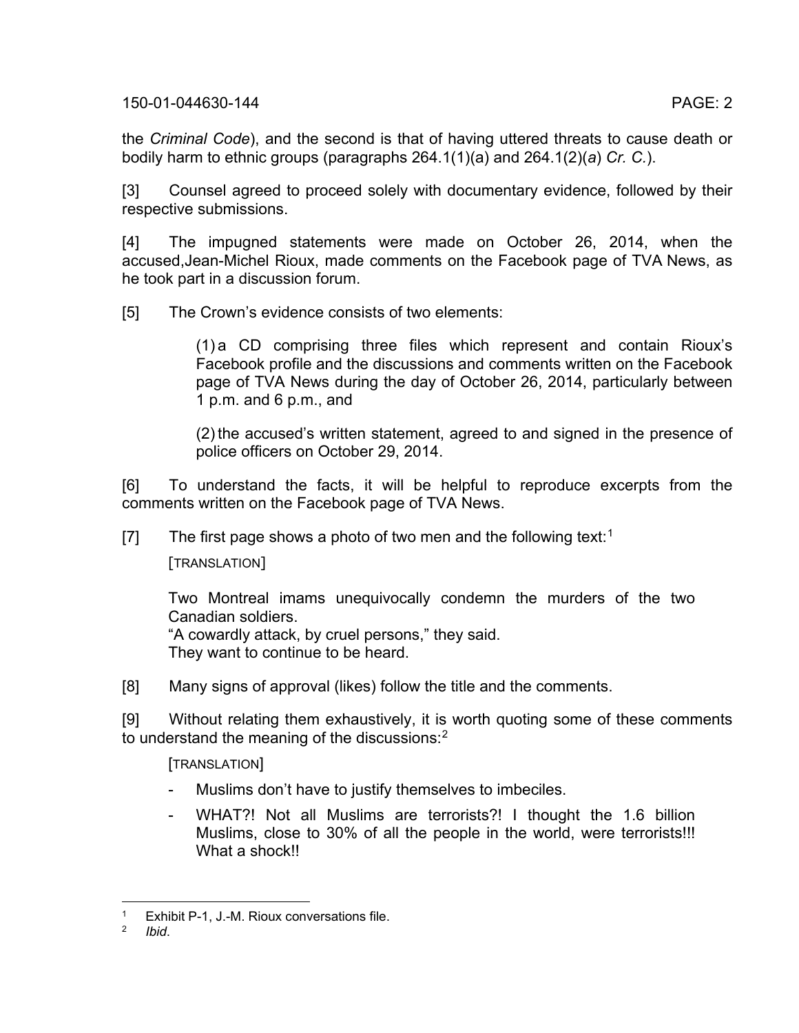the *Criminal Code*), and the second is that of having uttered threats to cause death or bodily harm to ethnic groups (paragraphs 264.1(1)(a) and 264.1(2)(*a*) *Cr. C.*).

[3] Counsel agreed to proceed solely with documentary evidence, followed by their respective submissions.

[4] The impugned statements were made on October 26, 2014, when the accused,Jean-Michel Rioux, made comments on the Facebook page of TVA News, as he took part in a discussion forum.

[5] The Crown's evidence consists of two elements:

> (1) a CD comprising three files which represent and contain Rioux's Facebook profile and the discussions and comments written on the Facebook page of TVA News during the day of October 26, 2014, particularly between 1 p.m. and 6 p.m., and
>
> (2) the accused's written statement, agreed to and signed in the presence of police officers on October 29, 2014.

[6] To understand the facts, it will be helpful to reproduce excerpts from the comments written on the Facebook page of TVA News.

[7] The first page shows a photo of two men and the following text:[1]

[TRANSLATION]

> Two Montreal imams unequivocally condemn the murders of the two Canadian soldiers.
> "A cowardly attack, by cruel persons," they said.
> They want to continue to be heard.

[8] Many signs of approval (likes) follow the title and the comments.

[9] Without relating them exhaustively, it is worth quoting some of these comments to understand the meaning of the discussions:[2]

[TRANSLATION]

- Muslims don't have to justify themselves to imbeciles.
- WHAT?! Not all Muslims are terrorists?! I thought the 1.6 billion Muslims, close to 30% of all the people in the world, were terrorists!!! What a shock!!

---

[1] Exhibit P-1, J.-M. Rioux conversations file.

[2] *Ibid*.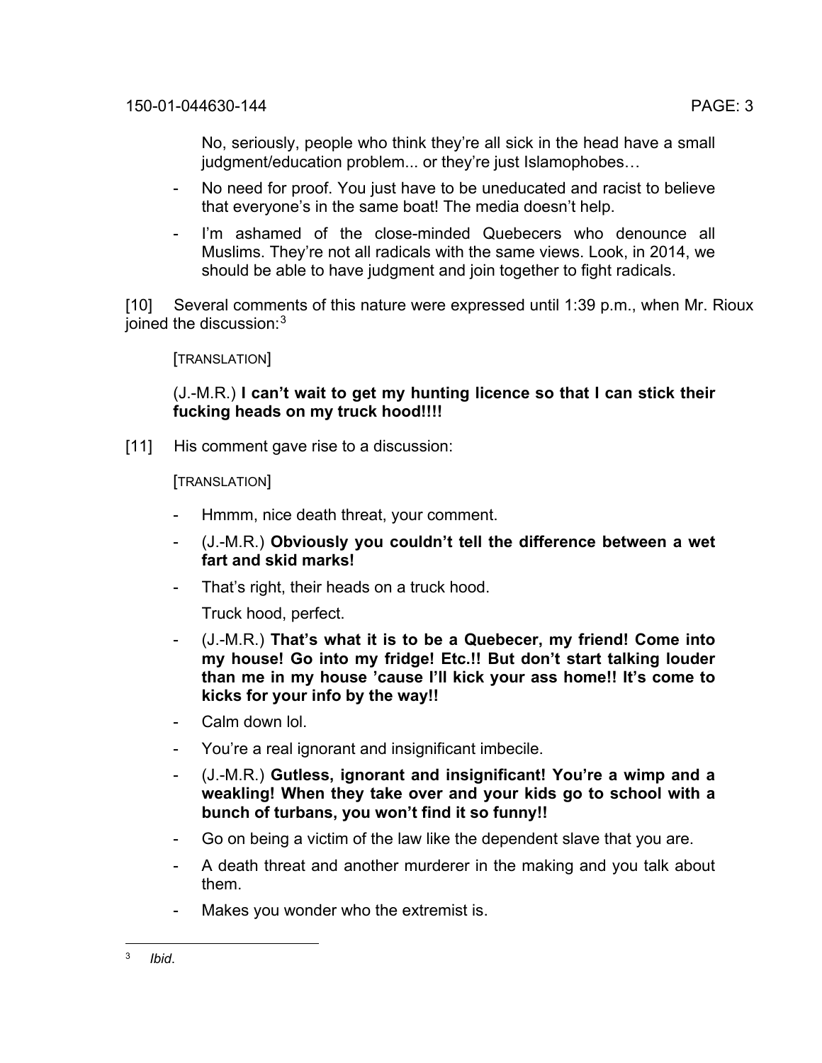No, seriously, people who think they're all sick in the head have a small judgment/education problem... or they're just Islamophobes…

- No need for proof. You just have to be uneducated and racist to believe that everyone's in the same boat! The media doesn't help.
- I'm ashamed of the close-minded Quebecers who denounce all Muslims. They're not all radicals with the same views. Look, in 2014, we should be able to have judgment and join together to fight radicals.

[10] Several comments of this nature were expressed until 1:39 p.m., when Mr. Rioux joined the discussion:[3]

[TRANSLATION]

(J.-M.R.) **I can't wait to get my hunting licence so that I can stick their fucking heads on my truck hood!!!!**

[11] His comment gave rise to a discussion:

[TRANSLATION]

- Hmmm, nice death threat, your comment.
- (J.-M.R.) **Obviously you couldn't tell the difference between a wet fart and skid marks!**
- That's right, their heads on a truck hood.

  Truck hood, perfect.
- (J.-M.R.) **That's what it is to be a Quebecer, my friend! Come into my house! Go into my fridge! Etc.!! But don't start talking louder than me in my house 'cause I'll kick your ass home!! It's come to kicks for your info by the way!!**
- Calm down lol.
- You're a real ignorant and insignificant imbecile.
- (J.-M.R.) **Gutless, ignorant and insignificant! You're a wimp and a weakling! When they take over and your kids go to school with a bunch of turbans, you won't find it so funny!!**
- Go on being a victim of the law like the dependent slave that you are.
- A death threat and another murderer in the making and you talk about them.
- Makes you wonder who the extremist is.

---

[3] *Ibid*.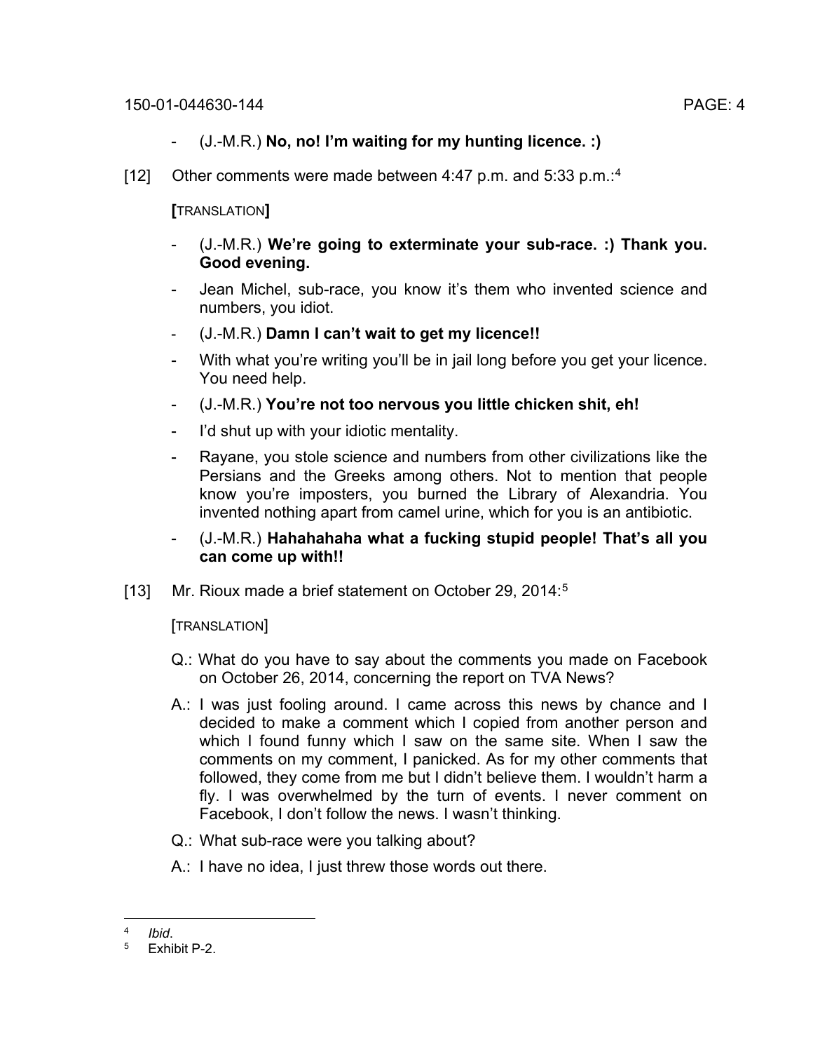- (J.-M.R.) **No, no! I'm waiting for my hunting licence. :)**

[12] Other comments were made between 4:47 p.m. and 5:33 p.m.:[4]

**[**TRANSLATION**]**

- (J.-M.R.) **We're going to exterminate your sub-race. :) Thank you. Good evening.**
- Jean Michel, sub-race, you know it's them who invented science and numbers, you idiot.
- (J.-M.R.) **Damn I can't wait to get my licence!!**
- With what you're writing you'll be in jail long before you get your licence. You need help.
- (J.-M.R.) **You're not too nervous you little chicken shit, eh!**
- I'd shut up with your idiotic mentality.
- Rayane, you stole science and numbers from other civilizations like the Persians and the Greeks among others. Not to mention that people know you're imposters, you burned the Library of Alexandria. You invented nothing apart from camel urine, which for you is an antibiotic.
- (J.-M.R.) **Hahahahaha what a fucking stupid people! That's all you can come up with!!**

[13] Mr. Rioux made a brief statement on October 29, 2014:[5]

[TRANSLATION]

Q.: What do you have to say about the comments you made on Facebook on October 26, 2014, concerning the report on TVA News?

A.: I was just fooling around. I came across this news by chance and I decided to make a comment which I copied from another person and which I found funny which I saw on the same site. When I saw the comments on my comment, I panicked. As for my other comments that followed, they come from me but I didn't believe them. I wouldn't harm a fly. I was overwhelmed by the turn of events. I never comment on Facebook, I don't follow the news. I wasn't thinking.

Q.: What sub-race were you talking about?

A.: I have no idea, I just threw those words out there.

---

[4] *Ibid*.

[5] Exhibit P-2.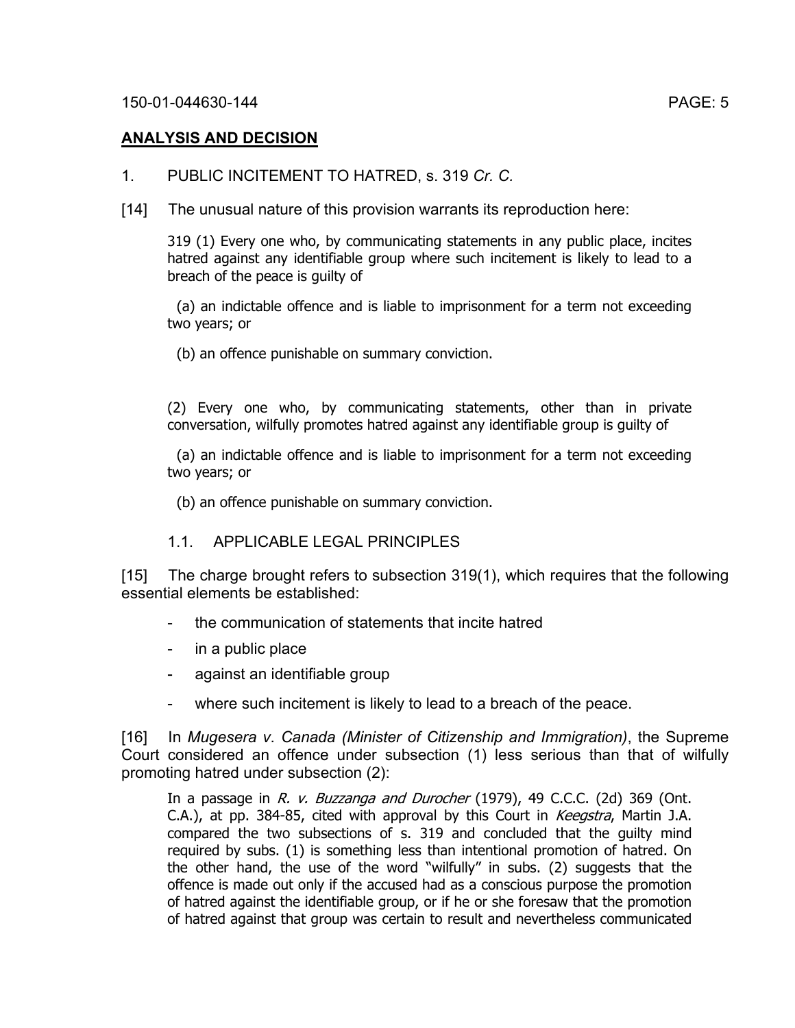## ANALYSIS AND DECISION

1. PUBLIC INCITEMENT TO HATRED, s. 319 *Cr. C.*

[14] The unusual nature of this provision warrants its reproduction here:

> 319 (1) Every one who, by communicating statements in any public place, incites hatred against any identifiable group where such incitement is likely to lead to a breach of the peace is guilty of
>
> (a) an indictable offence and is liable to imprisonment for a term not exceeding two years; or
>
> (b) an offence punishable on summary conviction.
>
> (2) Every one who, by communicating statements, other than in private conversation, wilfully promotes hatred against any identifiable group is guilty of
>
> (a) an indictable offence and is liable to imprisonment for a term not exceeding two years; or
>
> (b) an offence punishable on summary conviction.

### 1.1. APPLICABLE LEGAL PRINCIPLES

[15] The charge brought refers to subsection 319(1), which requires that the following essential elements be established:

- the communication of statements that incite hatred
- in a public place
- against an identifiable group
- where such incitement is likely to lead to a breach of the peace.

[16] In *Mugesera v. Canada (Minister of Citizenship and Immigration)*, the Supreme Court considered an offence under subsection (1) less serious than that of wilfully promoting hatred under subsection (2):

> In a passage in *R. v. Buzzanga and Durocher* (1979), 49 C.C.C. (2d) 369 (Ont. C.A.), at pp. 384-85, cited with approval by this Court in *Keegstra*, Martin J.A. compared the two subsections of s. 319 and concluded that the guilty mind required by subs. (1) is something less than intentional promotion of hatred. On the other hand, the use of the word "wilfully" in subs. (2) suggests that the offence is made out only if the accused had as a conscious purpose the promotion of hatred against the identifiable group, or if he or she foresaw that the promotion of hatred against that group was certain to result and nevertheless communicated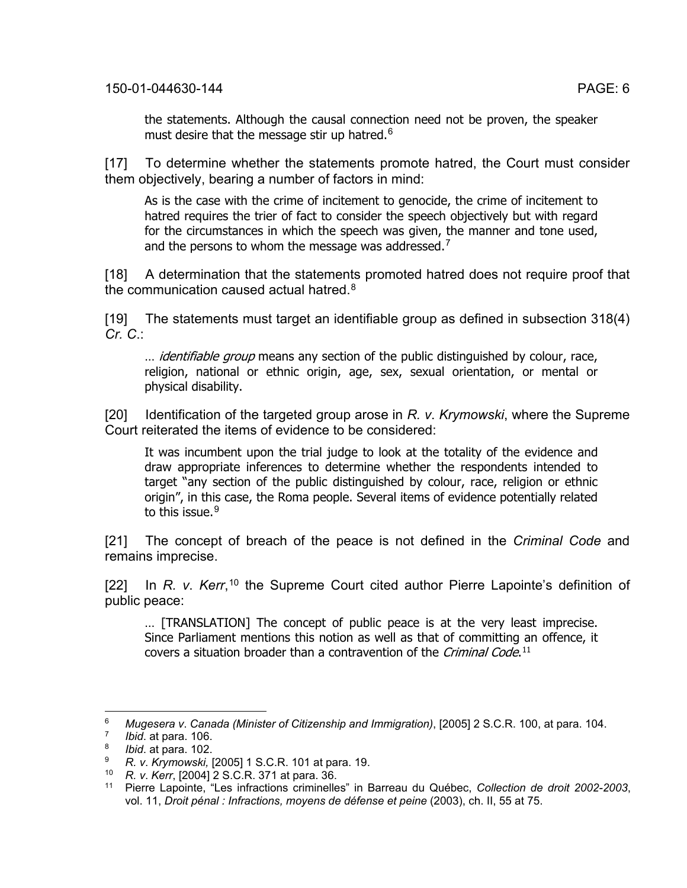> the statements. Although the causal connection need not be proven, the speaker must desire that the message stir up hatred.[6]

[17] To determine whether the statements promote hatred, the Court must consider them objectively, bearing a number of factors in mind:

> As is the case with the crime of incitement to genocide, the crime of incitement to hatred requires the trier of fact to consider the speech objectively but with regard for the circumstances in which the speech was given, the manner and tone used, and the persons to whom the message was addressed.[7]

[18] A determination that the statements promoted hatred does not require proof that the communication caused actual hatred.[8]

[19] The statements must target an identifiable group as defined in subsection 318(4) *Cr. C.*:

> … *identifiable group* means any section of the public distinguished by colour, race, religion, national or ethnic origin, age, sex, sexual orientation, or mental or physical disability.

[20] Identification of the targeted group arose in *R. v. Krymowski*, where the Supreme Court reiterated the items of evidence to be considered:

> It was incumbent upon the trial judge to look at the totality of the evidence and draw appropriate inferences to determine whether the respondents intended to target "any section of the public distinguished by colour, race, religion or ethnic origin", in this case, the Roma people. Several items of evidence potentially related to this issue.[9]

[21] The concept of breach of the peace is not defined in the *Criminal Code* and remains imprecise.

[22] In *R. v. Kerr*,[10] the Supreme Court cited author Pierre Lapointe's definition of public peace:

> … [TRANSLATION] The concept of public peace is at the very least imprecise. Since Parliament mentions this notion as well as that of committing an offence, it covers a situation broader than a contravention of the *Criminal Code*.[11]

---

[6] *Mugesera v. Canada (Minister of Citizenship and Immigration)*, [2005] 2 S.C.R. 100, at para. 104.

[7] *Ibid.* at para. 106.

[8] *Ibid.* at para. 102.

[9] *R. v. Krymowski*, [2005] 1 S.C.R. 101 at para. 19.

[10] *R. v. Kerr*, [2004] 2 S.C.R. 371 at para. 36.

[11] Pierre Lapointe, "Les infractions criminelles" in Barreau du Québec, *Collection de droit 2002-2003*, vol. 11, *Droit pénal : Infractions, moyens de défense et peine* (2003), ch. II, 55 at 75.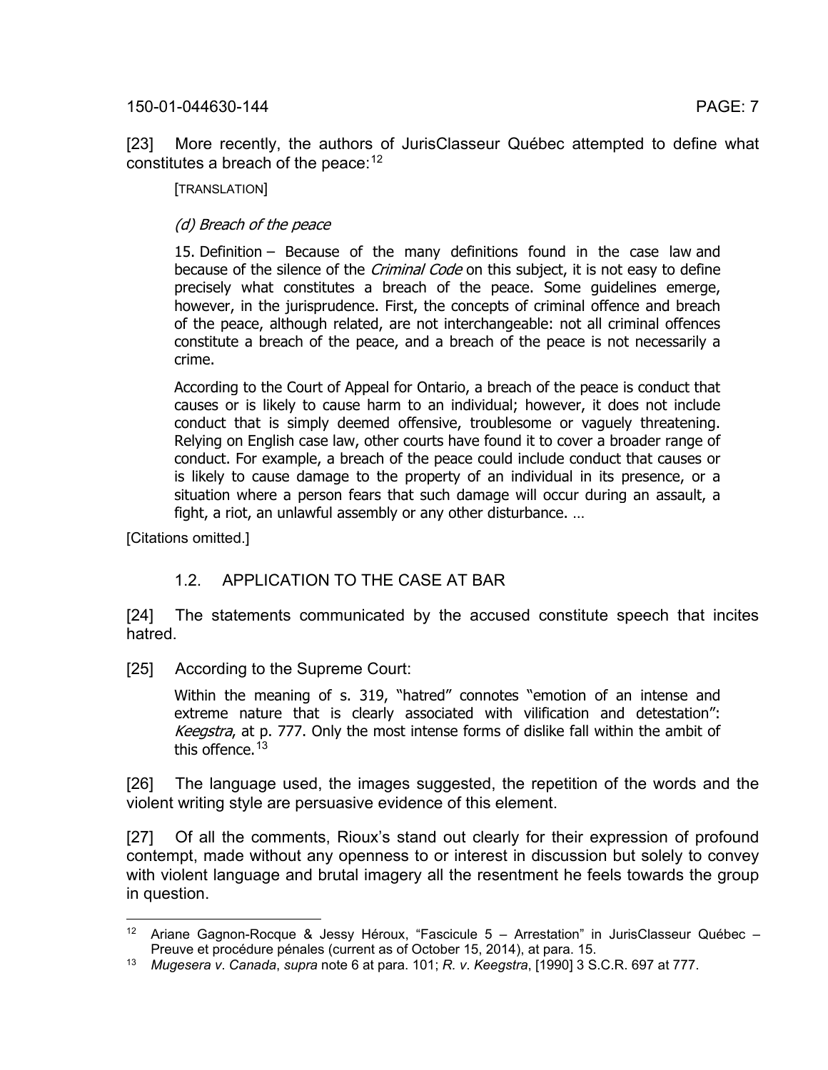[23] More recently, the authors of JurisClasseur Québec attempted to define what constitutes a breach of the peace:[12]

> [TRANSLATION]
>
> *(d) Breach of the peace*
>
> 15. Definition – Because of the many definitions found in the case law and because of the silence of the *Criminal Code* on this subject, it is not easy to define precisely what constitutes a breach of the peace. Some guidelines emerge, however, in the jurisprudence. First, the concepts of criminal offence and breach of the peace, although related, are not interchangeable: not all criminal offences constitute a breach of the peace, and a breach of the peace is not necessarily a crime.
>
> According to the Court of Appeal for Ontario, a breach of the peace is conduct that causes or is likely to cause harm to an individual; however, it does not include conduct that is simply deemed offensive, troublesome or vaguely threatening. Relying on English case law, other courts have found it to cover a broader range of conduct. For example, a breach of the peace could include conduct that causes or is likely to cause damage to the property of an individual in its presence, or a situation where a person fears that such damage will occur during an assault, a fight, a riot, an unlawful assembly or any other disturbance. …

[Citations omitted.]

### 1.2. APPLICATION TO THE CASE AT BAR

[24] The statements communicated by the accused constitute speech that incites hatred.

[25] According to the Supreme Court:

> Within the meaning of s. 319, "hatred" connotes "emotion of an intense and extreme nature that is clearly associated with vilification and detestation": *Keegstra*, at p. 777. Only the most intense forms of dislike fall within the ambit of this offence.[13]

[26] The language used, the images suggested, the repetition of the words and the violent writing style are persuasive evidence of this element.

[27] Of all the comments, Rioux's stand out clearly for their expression of profound contempt, made without any openness to or interest in discussion but solely to convey with violent language and brutal imagery all the resentment he feels towards the group in question.

---

[12] Ariane Gagnon-Rocque & Jessy Héroux, "Fascicule 5 – Arrestation" in JurisClasseur Québec – Preuve et procédure pénales (current as of October 15, 2014), at para. 15.

[13] *Mugesera v. Canada*, *supra* note 6 at para. 101; *R. v. Keegstra*, [1990] 3 S.C.R. 697 at 777.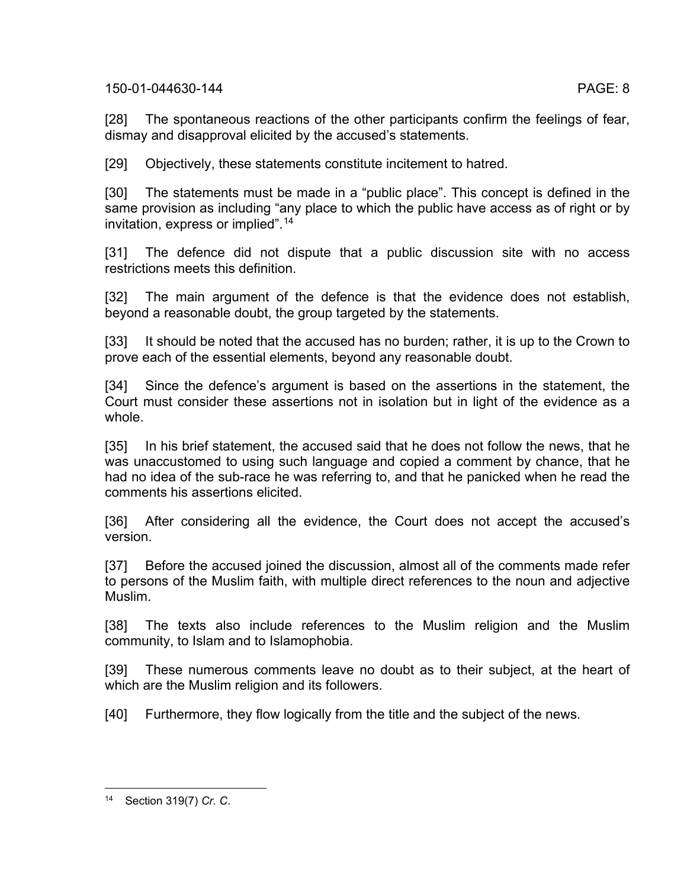[28] The spontaneous reactions of the other participants confirm the feelings of fear, dismay and disapproval elicited by the accused's statements.

[29] Objectively, these statements constitute incitement to hatred.

[30] The statements must be made in a "public place". This concept is defined in the same provision as including "any place to which the public have access as of right or by invitation, express or implied".[14]

[31] The defence did not dispute that a public discussion site with no access restrictions meets this definition.

[32] The main argument of the defence is that the evidence does not establish, beyond a reasonable doubt, the group targeted by the statements.

[33] It should be noted that the accused has no burden; rather, it is up to the Crown to prove each of the essential elements, beyond any reasonable doubt.

[34] Since the defence's argument is based on the assertions in the statement, the Court must consider these assertions not in isolation but in light of the evidence as a whole.

[35] In his brief statement, the accused said that he does not follow the news, that he was unaccustomed to using such language and copied a comment by chance, that he had no idea of the sub-race he was referring to, and that he panicked when he read the comments his assertions elicited.

[36] After considering all the evidence, the Court does not accept the accused's version.

[37] Before the accused joined the discussion, almost all of the comments made refer to persons of the Muslim faith, with multiple direct references to the noun and adjective Muslim.

[38] The texts also include references to the Muslim religion and the Muslim community, to Islam and to Islamophobia.

[39] These numerous comments leave no doubt as to their subject, at the heart of which are the Muslim religion and its followers.

[40] Furthermore, they flow logically from the title and the subject of the news.

---

[14] Section 319(7) *Cr. C.*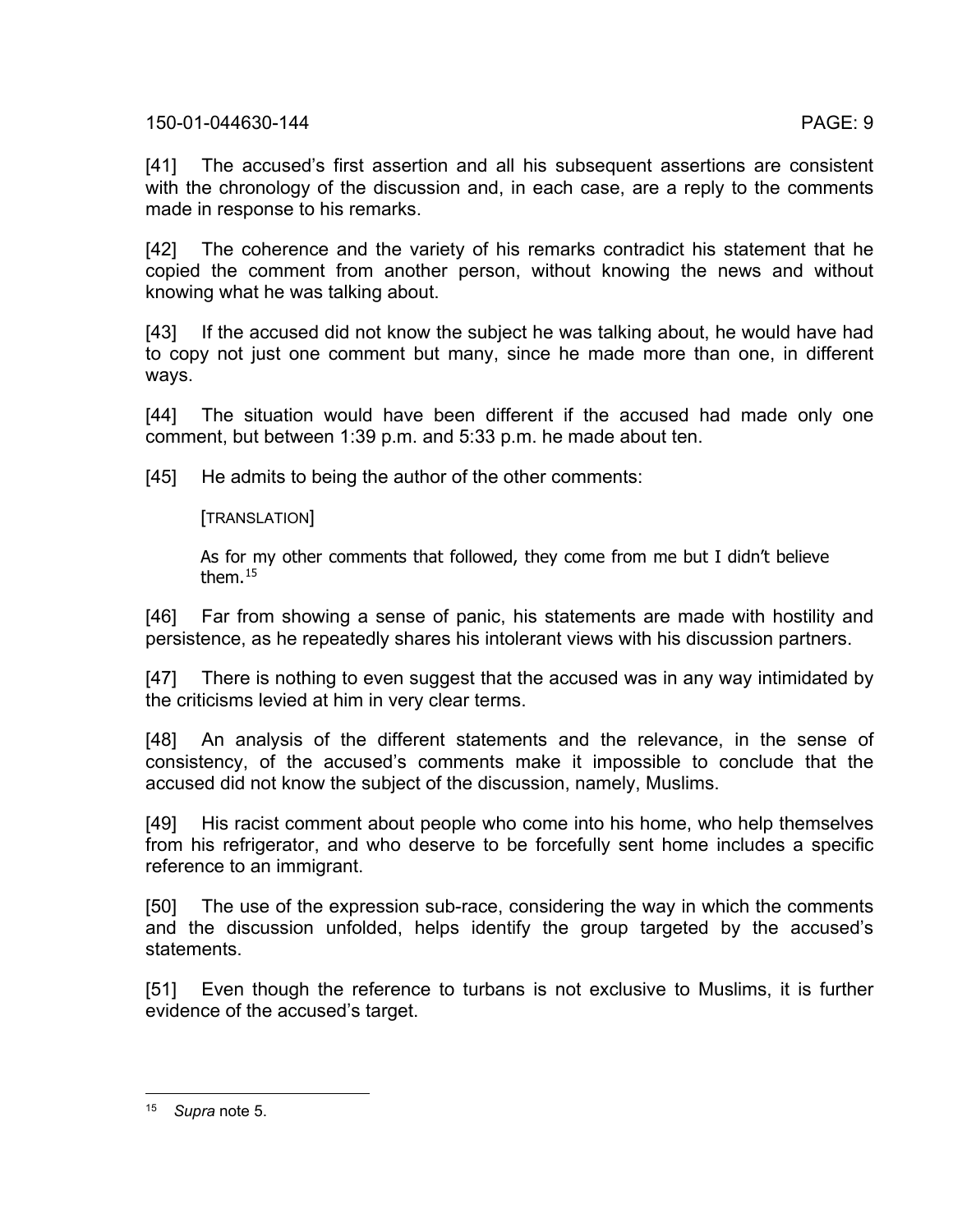[41] The accused's first assertion and all his subsequent assertions are consistent with the chronology of the discussion and, in each case, are a reply to the comments made in response to his remarks.

[42] The coherence and the variety of his remarks contradict his statement that he copied the comment from another person, without knowing the news and without knowing what he was talking about.

[43] If the accused did not know the subject he was talking about, he would have had to copy not just one comment but many, since he made more than one, in different ways.

[44] The situation would have been different if the accused had made only one comment, but between 1:39 p.m. and 5:33 p.m. he made about ten.

[45] He admits to being the author of the other comments:

> [TRANSLATION]
>
> As for my other comments that followed, they come from me but I didn't believe them.[15]

[46] Far from showing a sense of panic, his statements are made with hostility and persistence, as he repeatedly shares his intolerant views with his discussion partners.

[47] There is nothing to even suggest that the accused was in any way intimidated by the criticisms levied at him in very clear terms.

[48] An analysis of the different statements and the relevance, in the sense of consistency, of the accused's comments make it impossible to conclude that the accused did not know the subject of the discussion, namely, Muslims.

[49] His racist comment about people who come into his home, who help themselves from his refrigerator, and who deserve to be forcefully sent home includes a specific reference to an immigrant.

[50] The use of the expression sub-race, considering the way in which the comments and the discussion unfolded, helps identify the group targeted by the accused's statements.

[51] Even though the reference to turbans is not exclusive to Muslims, it is further evidence of the accused's target.

---

[15] *Supra* note 5.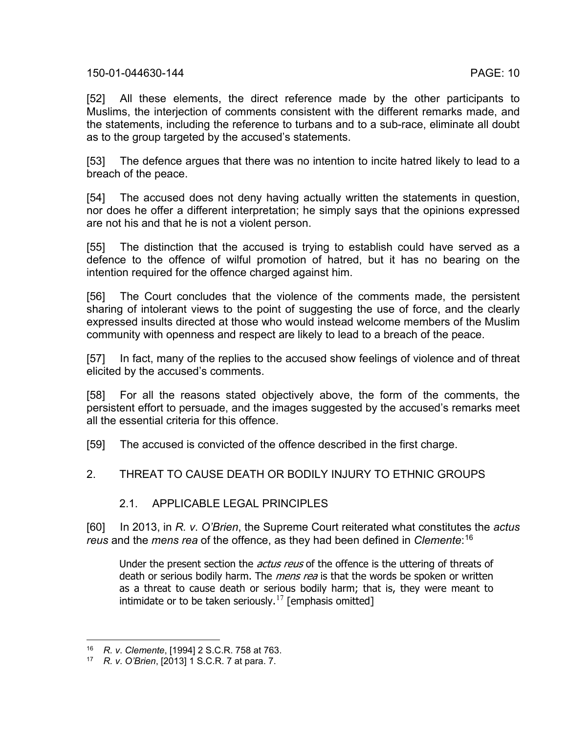[52] All these elements, the direct reference made by the other participants to Muslims, the interjection of comments consistent with the different remarks made, and the statements, including the reference to turbans and to a sub-race, eliminate all doubt as to the group targeted by the accused's statements.

[53] The defence argues that there was no intention to incite hatred likely to lead to a breach of the peace.

[54] The accused does not deny having actually written the statements in question, nor does he offer a different interpretation; he simply says that the opinions expressed are not his and that he is not a violent person.

[55] The distinction that the accused is trying to establish could have served as a defence to the offence of wilful promotion of hatred, but it has no bearing on the intention required for the offence charged against him.

[56] The Court concludes that the violence of the comments made, the persistent sharing of intolerant views to the point of suggesting the use of force, and the clearly expressed insults directed at those who would instead welcome members of the Muslim community with openness and respect are likely to lead to a breach of the peace.

[57] In fact, many of the replies to the accused show feelings of violence and of threat elicited by the accused's comments.

[58] For all the reasons stated objectively above, the form of the comments, the persistent effort to persuade, and the images suggested by the accused's remarks meet all the essential criteria for this offence.

[59] The accused is convicted of the offence described in the first charge.

## 2. THREAT TO CAUSE DEATH OR BODILY INJURY TO ETHNIC GROUPS

### 2.1. APPLICABLE LEGAL PRINCIPLES

[60] In 2013, in *R. v. O'Brien*, the Supreme Court reiterated what constitutes the *actus reus* and the *mens rea* of the offence, as they had been defined in *Clemente*:[16]

> Under the present section the *actus reus* of the offence is the uttering of threats of death or serious bodily harm. The *mens rea* is that the words be spoken or written as a threat to cause death or serious bodily harm; that is, they were meant to intimidate or to be taken seriously.[17] [emphasis omitted]

---

[16] *R. v. Clemente*, [1994] 2 S.C.R. 758 at 763.

[17] *R. v. O'Brien*, [2013] 1 S.C.R. 7 at para. 7.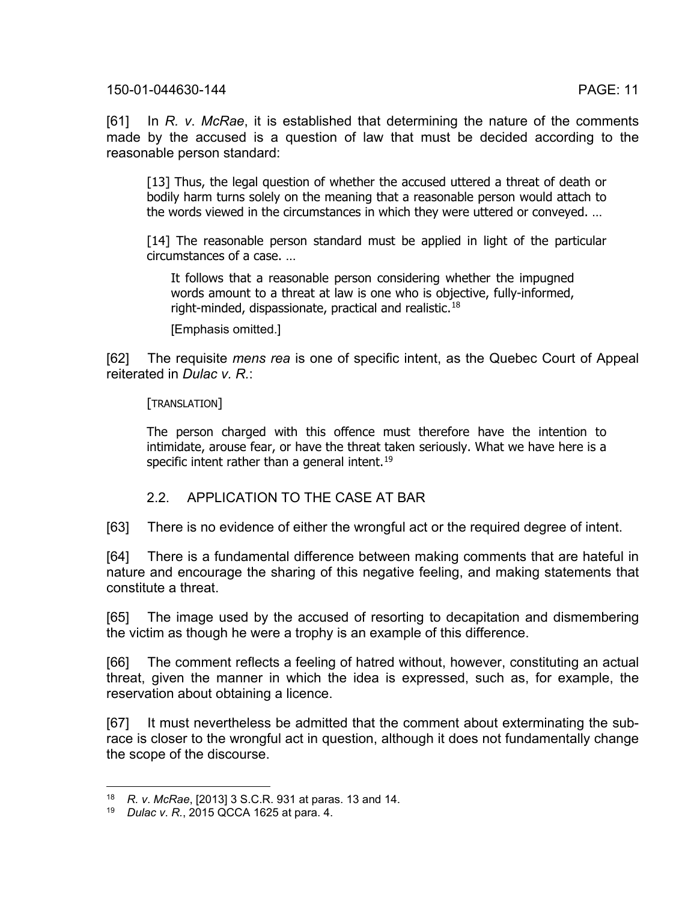[61] In *R. v. McRae*, it is established that determining the nature of the comments made by the accused is a question of law that must be decided according to the reasonable person standard:

> [13] Thus, the legal question of whether the accused uttered a threat of death or bodily harm turns solely on the meaning that a reasonable person would attach to the words viewed in the circumstances in which they were uttered or conveyed. …
>
> [14] The reasonable person standard must be applied in light of the particular circumstances of a case. …
>
>> It follows that a reasonable person considering whether the impugned words amount to a threat at law is one who is objective, fully-informed, right-minded, dispassionate, practical and realistic.[18]
>>
>> [Emphasis omitted.]

[62] The requisite *mens rea* is one of specific intent, as the Quebec Court of Appeal reiterated in *Dulac v. R.*:

> [TRANSLATION]
>
> The person charged with this offence must therefore have the intention to intimidate, arouse fear, or have the threat taken seriously. What we have here is a specific intent rather than a general intent.[19]

### 2.2. APPLICATION TO THE CASE AT BAR

[63] There is no evidence of either the wrongful act or the required degree of intent.

[64] There is a fundamental difference between making comments that are hateful in nature and encourage the sharing of this negative feeling, and making statements that constitute a threat.

[65] The image used by the accused of resorting to decapitation and dismembering the victim as though he were a trophy is an example of this difference.

[66] The comment reflects a feeling of hatred without, however, constituting an actual threat, given the manner in which the idea is expressed, such as, for example, the reservation about obtaining a licence.

[67] It must nevertheless be admitted that the comment about exterminating the sub-race is closer to the wrongful act in question, although it does not fundamentally change the scope of the discourse.

---

[18] *R. v. McRae*, [2013] 3 S.C.R. 931 at paras. 13 and 14.

[19] *Dulac v. R.*, 2015 QCCA 1625 at para. 4.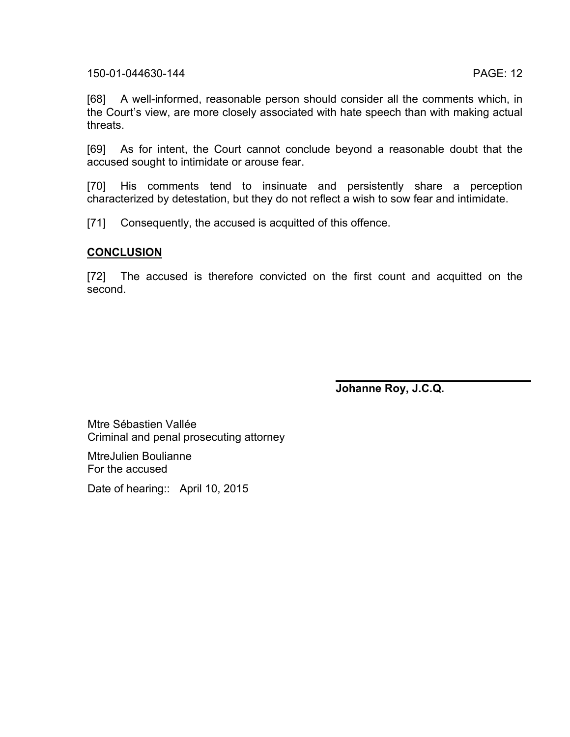[68] A well-informed, reasonable person should consider all the comments which, in the Court's view, are more closely associated with hate speech than with making actual threats.

[69] As for intent, the Court cannot conclude beyond a reasonable doubt that the accused sought to intimidate or arouse fear.

[70] His comments tend to insinuate and persistently share a perception characterized by detestation, but they do not reflect a wish to sow fear and intimidate.

[71] Consequently, the accused is acquitted of this offence.

## CONCLUSION

[72] The accused is therefore convicted on the first count and acquitted on the second.

**Johanne Roy, J.C.Q.**

Mtre Sébastien Vallée
Criminal and penal prosecuting attorney

MtreJulien Boulianne
For the accused

Date of hearing:: April 10, 2015